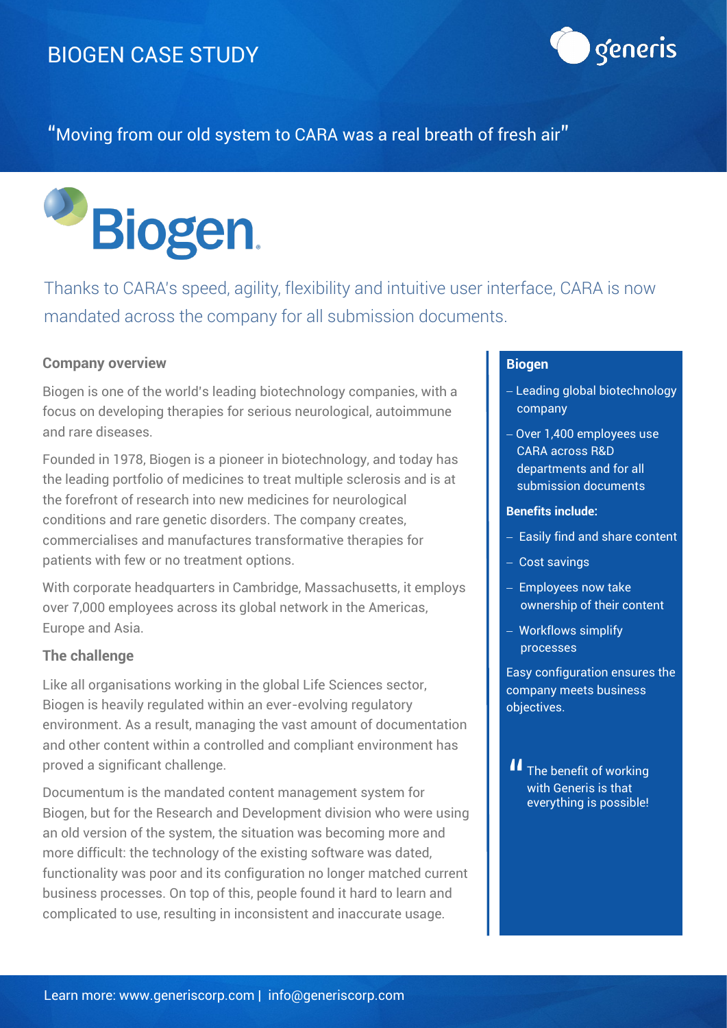# BIOGEN CASE STUDY

"Moving from our old system to CARA was a real breath of fresh air"

Biogen

Thanks to CARA's speed, agility, flexibility and intuitive user interface, CARA is now mandated across the company for all submission documents.

## Company overview

Biogen is one of the world's leading biotechnology companies, with a focus on developing therapies for serious neurological, autoimmune and rare diseases.

Founded in 1978, Biogen is a pioneer in biotechnology, and today has the leading portfolio of medicines to treat multiple sclerosis and is at the forefront of research into new medicines for neurological conditions and rare genetic disorders. The company creates, commercialises and manufactures transformative therapies for patients with few or no treatment options.

With corporate headquarters in Cambridge, Massachusetts, it employs over 7,000 employees across its global network in the Americas, Europe and Asia.

## The challenge

Like all organisations working in the global Life Sciences sector, Biogen is heavily regulated within an ever-evolving regulatory environment. As a result, managing the vast amount of documentation and other content within a controlled and compliant environment has proved a significant challenge.

Documentum is the mandated content management system for Biogen, but for the Research and Development division who were using an old version of the system, the situation was becoming more and more difficult: the technology of the existing software was dated, functionality was poor and its configuration no longer matched current business processes. On top of this, people found it hard to learn and complicated to use, resulting in inconsistent and inaccurate usage.

**Biogen**

- Leading global biotechnology company
- Over 1,400 employees use CARA across R&D departments and for all submission documents

**Benefits include:**

- Easily find and share content
- Cost savings
- Employees now take ownership of their content
- Workflows simplify processes

Easy configuration ensures the company meets business objectives.

"The benefit of working with Generis is that everything is possible!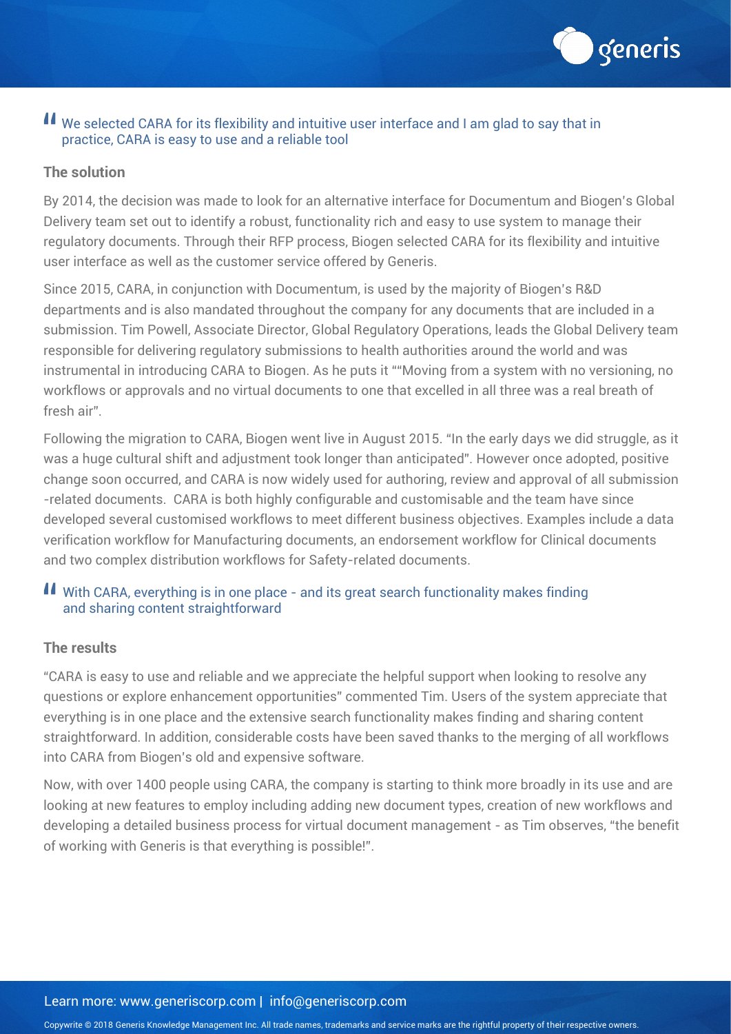> We selected CARA for its flexibility and intuitive user interface and I am glad to say that in practice, CARA is easy to use and a reliable tool

## The solution

By 2014, the decision was made to look for an alternative interface for Documentum and Biogen's Global Delivery team set out to identify a robust, functionality rich and easy to use system to manage their regulatory documents. Through their RFP process, Biogen selected CARA for its flexibility and intuitive user interface as well as the customer service offered by Generis.

Since 2015, CARA, in conjunction with Documentum, is used by the majority of Biogen's R&D departments and is also mandated throughout the company for any documents that are included in a submission. Tim Powell, Associate Director, Global Regulatory Operations, leads the Global Delivery team responsible for delivering regulatory submissions to health authorities around the world and was instrumental in introducing CARA to Biogen. As he puts it ""Moving from a system with no versioning, no workflows or approvals and no virtual documents to one that excelled in all three was a real breath of fresh air".

Following the migration to CARA, Biogen went live in August 2015. "In the early days we did struggle, as it was a huge cultural shift and adjustment took longer than anticipated". However once adopted, positive change soon occurred, and CARA is now widely used for authoring, review and approval of all submission -related documents. CARA is both highly configurable and customisable and the team have since developed several customised workflows to meet different business objectives. Examples include a data verification workflow for Manufacturing documents, an endorsement workflow for Clinical documents and two complex distribution workflows for Safety-related documents.

> With CARA, everything is in one place - and its great search functionality makes finding and sharing content straightforward

## The results

"CARA is easy to use and reliable and we appreciate the helpful support when looking to resolve any questions or explore enhancement opportunities" commented Tim. Users of the system appreciate that everything is in one place and the extensive search functionality makes finding and sharing content straightforward. In addition, considerable costs have been saved thanks to the merging of all workflows into CARA from Biogen's old and expensive software.

Now, with over 1400 people using CARA, the company is starting to think more broadly in its use and are looking at new features to employ including adding new document types, creation of new workflows and developing a detailed business process for virtual document management - as Tim observes, "the benefit of working with Generis is that everything is possible!".

Learn more: www.generiscorp.com | info@generiscorp.com

Copywrite © 2018 Generis Knowledge Management Inc. All trade names, trademarks and service marks are the rightful property of their respective owners.